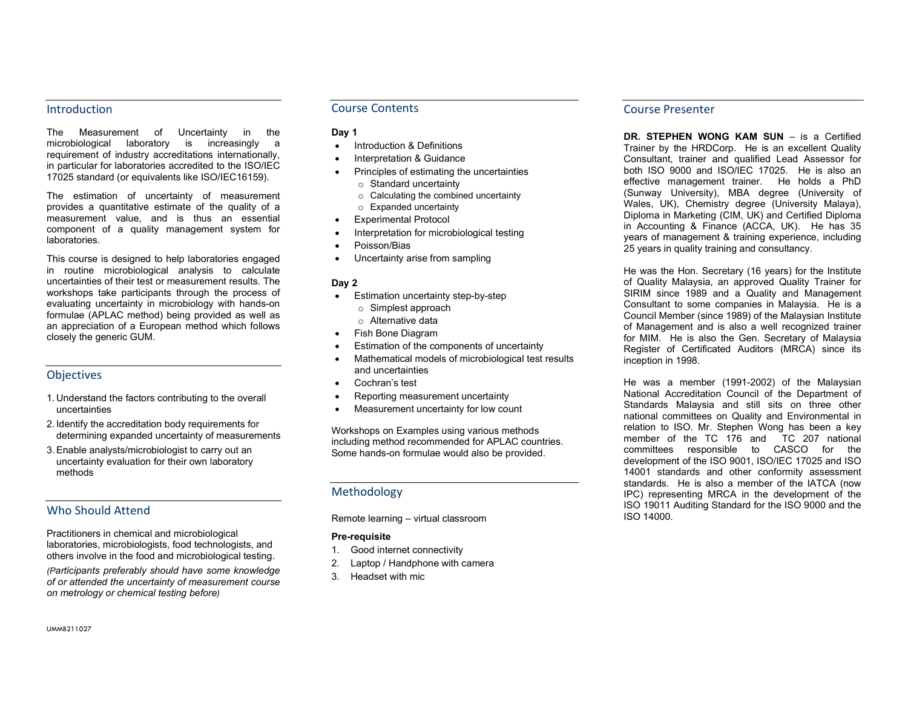## Introduction

The Measurement of Uncertainty in the microbiological laboratory is increasingly a requirement of industry accreditations internationally, in particular for laboratories accredited to the ISO/IEC 17025 standard (or equivalents like ISO/IEC16159).

The estimation of uncertainty of measurement provides a quantitative estimate of the quality of a measurement value, and is thus an essential component of a quality management system for laboratories.

This course is designed to help laboratories engaged in routine microbiological analysis to calculate uncertainties of their test or measurement results. The workshops take participants through the process of evaluating uncertainty in microbiology with hands-on formulae (APLAC method) being provided as well as an appreciation of a European method which follows closely the generic GUM.

## Objectives

1. Understand the factors contributing to the overall uncertainties
2. Identify the accreditation body requirements for determining expanded uncertainty of measurements
3. Enable analysts/microbiologist to carry out an uncertainty evaluation for their own laboratory methods

## Who Should Attend

Practitioners in chemical and microbiological laboratories, microbiologists, food technologists, and others involve in the food and microbiological testing.

*(Participants preferably should have some knowledge of or attended the uncertainty of measurement course on metrology or chemical testing before)*

## Course Contents

**Day 1**

- Introduction & Definitions
- Interpretation & Guidance
- Principles of estimating the uncertainties
  - Standard uncertainty
  - Calculating the combined uncertainty
  - Expanded uncertainty
- Experimental Protocol
- Interpretation for microbiological testing
- Poisson/Bias
- Uncertainty arise from sampling

**Day 2**

- Estimation uncertainty step-by-step
  - Simplest approach
  - Alternative data
- Fish Bone Diagram
- Estimation of the components of uncertainty
- Mathematical models of microbiological test results and uncertainties
- Cochran's test
- Reporting measurement uncertainty
- Measurement uncertainty for low count

Workshops on Examples using various methods including method recommended for APLAC countries. Some hands-on formulae would also be provided.

## Methodology

Remote learning – virtual classroom

**Pre-requisite**

1. Good internet connectivity
2. Laptop / Handphone with camera
3. Headset with mic

## Course Presenter

**DR. STEPHEN WONG KAM SUN** – is a Certified Trainer by the HRDCorp. He is an excellent Quality Consultant, trainer and qualified Lead Assessor for both ISO 9000 and ISO/IEC 17025. He is also an effective management trainer. He holds a PhD (Sunway University), MBA degree (University of Wales, UK), Chemistry degree (University Malaya), Diploma in Marketing (CIM, UK) and Certified Diploma in Accounting & Finance (ACCA, UK). He has 35 years of management & training experience, including 25 years in quality training and consultancy.

He was the Hon. Secretary (16 years) for the Institute of Quality Malaysia, an approved Quality Trainer for SIRIM since 1989 and a Quality and Management Consultant to some companies in Malaysia. He is a Council Member (since 1989) of the Malaysian Institute of Management and is also a well recognized trainer for MIM. He is also the Gen. Secretary of Malaysia Register of Certificated Auditors (MRCA) since its inception in 1998.

He was a member (1991-2002) of the Malaysian National Accreditation Council of the Department of Standards Malaysia and still sits on three other national committees on Quality and Environmental in relation to ISO. Mr. Stephen Wong has been a key member of the TC 176 and TC 207 national committees responsible to CASCO for the development of the ISO 9001, ISO/IEC 17025 and ISO 14001 standards and other conformity assessment standards. He is also a member of the IATCA (now IPC) representing MRCA in the development of the ISO 19011 Auditing Standard for the ISO 9000 and the ISO 14000.

UMMB211027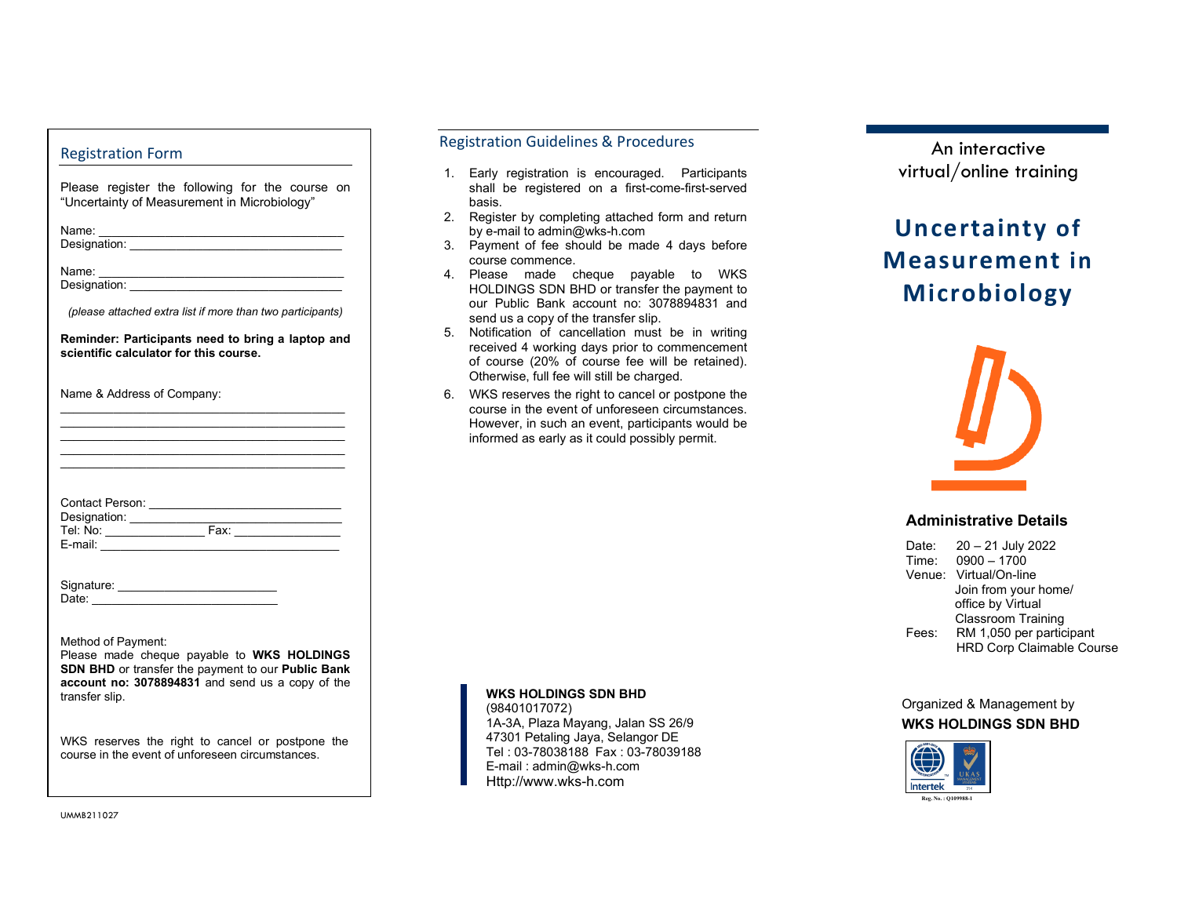## Registration Form

Please register the following for the course on "Uncertainty of Measurement in Microbiology"

Name: ____________________________________
Designation: ______________________________

Name: ____________________________________
Designation: ______________________________

*(please attached extra list if more than two participants)*

**Reminder: Participants need to bring a laptop and scientific calculator for this course.**

Name & Address of Company:

__________________________________________
__________________________________________
__________________________________________
__________________________________________
__________________________________________

Contact Person: ___________________________
Designation: ______________________________
Tel: No: ______________ Fax: ______________
E-mail: __________________________________

Signature: _______________________
Date: ___________________________

Method of Payment:
Please made cheque payable to **WKS HOLDINGS SDN BHD** or transfer the payment to our **Public Bank account no: 3078894831** and send us a copy of the transfer slip.

WKS reserves the right to cancel or postpone the course in the event of unforeseen circumstances.

UMMB211027

## Registration Guidelines & Procedures

1. Early registration is encouraged. Participants shall be registered on a first-come-first-served basis.
2. Register by completing attached form and return by e-mail to admin@wks-h.com
3. Payment of fee should be made 4 days before course commence.
4. Please made cheque payable to WKS HOLDINGS SDN BHD or transfer the payment to our Public Bank account no: 3078894831 and send us a copy of the transfer slip.
5. Notification of cancellation must be in writing received 4 working days prior to commencement of course (20% of course fee will be retained). Otherwise, full fee will still be charged.
6. WKS reserves the right to cancel or postpone the course in the event of unforeseen circumstances. However, in such an event, participants would be informed as early as it could possibly permit.

**WKS HOLDINGS SDN BHD**
(98401017072)
1A-3A, Plaza Mayang, Jalan SS 26/9
47301 Petaling Jaya, Selangor DE
Tel : 03-78038188 Fax : 03-78039188
E-mail : admin@wks-h.com
Http://www.wks-h.com

An interactive virtual/online training

# Uncertainty of Measurement in Microbiology

### Administrative Details

| | |
|---|---|
| Date: | 20 – 21 July 2022 |
| Time: | 0900 – 1700 |
| Venue: | Virtual/On-line<br>Join from your home/ office by Virtual Classroom Training |
| Fees: | RM 1,050 per participant<br>HRD Corp Claimable Course |

Organized & Management by
**WKS HOLDINGS SDN BHD**

Reg. No. : Q109988-1